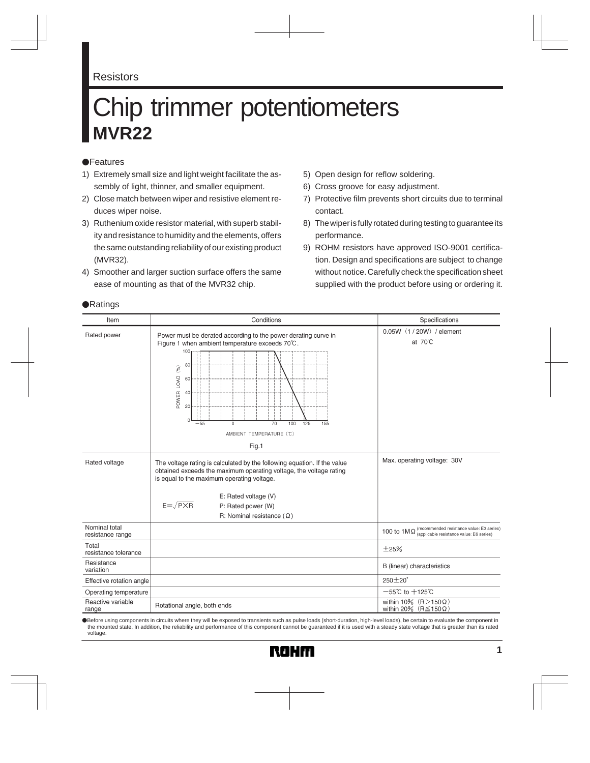Resistors

# Chip trimmer potentiometers
## MVR22

●Features

1) Extremely small size and light weight facilitate the assembly of light, thinner, and smaller equipment.
2) Close match between wiper and resistive element reduces wiper noise.
3) Ruthenium oxide resistor material, with superb stability and resistance to humidity and the elements, offers the same outstanding reliability of our existing product (MVR32).
4) Smoother and larger suction surface offers the same ease of mounting as that of the MVR32 chip.
5) Open design for reflow soldering.
6) Cross groove for easy adjustment.
7) Protective film prevents short circuits due to terminal contact.
8) The wiper is fully rotated during testing to guarantee its performance.
9) ROHM resistors have approved ISO-9001 certification. Design and specifications are subject to change without notice. Carefully check the specification sheet supplied with the product before using or ordering it.

●Ratings

| Item | Conditions | Specifications |
|---|---|---|
| Rated power | Power must be derated according to the power derating curve in Figure 1 when ambient temperature exceeds 70℃. (Fig.1: POWER LOAD (%) vs. AMBIENT TEMPERATURE (℃)) | 0.05W (1 / 20W) / element at 70℃ |
| Rated voltage | The voltage rating is calculated by the following equation. If the value obtained exceeds the maximum operating voltage, the voltage rating is equal to the maximum operating voltage. $E=\sqrt{P \times R}$ E: Rated voltage (V) P: Rated power (W) R: Nominal resistance (Ω) | Max. operating voltage: 30V |
| Nominal total resistance range | | 100 to 1MΩ (recommended resistance value: E3 series) (applicable resistance value: E6 series) |
| Total resistance tolerance | | ±25% |
| Resistance variation | | B (linear) characteristics |
| Effective rotation angle | | 250±20° |
| Operating temperature | | −55℃ to +125℃ |
| Reactive variable range | Rotational angle, both ends | within 10% (R>150Ω) within 20% (R≦150Ω) |

●Before using components in circuits where they will be exposed to transients such as pulse loads (short-duration, high-level loads), be certain to evaluate the component in the mounted state. In addition, the reliability and performance of this component cannot be guaranteed if it is used with a steady state voltage that is greater than its rated voltage.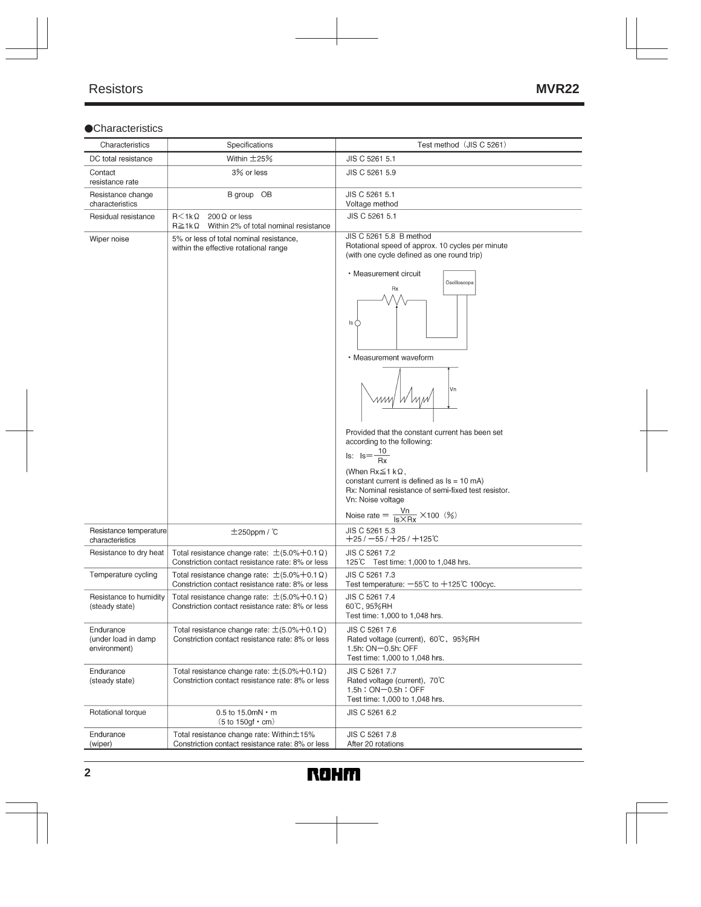## ●Characteristics

| Characteristics | Specifications | Test method（JIS C 5261） |
|---|---|---|
| DC total resistance | Within ±25% | JIS C 5261 5.1 |
| Contact resistance rate | 3% or less | JIS C 5261 5.9 |
| Resistance change characteristics | B group　OB | JIS C 5261 5.1<br>Voltage method |
| Residual resistance | R＜1kΩ　200Ω or less<br>R≧1kΩ　Within 2% of total nominal resistance | JIS C 5261 5.1 |
| Wiper noise | 5% or less of total nominal resistance, within the effective rotational range | JIS C 5261 5.8　B method<br>Rotational speed of approx. 10 cycles per minute (with one cycle defined as one round trip)<br>・Measurement circuit<br>・Measurement waveform<br>Provided that the constant current has been set according to the following:<br>Is: $Is=\frac{10}{Rx}$<br>(When Rx≦1 kΩ, constant current is defined as Is = 10 mA)<br>Rx: Nominal resistance of semi-fixed test resistor.<br>Vn: Noise voltage<br>Noise rate $=\frac{Vn}{Is \times Rx}\times 100$（%） |
| Resistance temperature characteristics | ±250ppm / ℃ | JIS C 5261 5.3<br>＋25 / －55 / ＋25 / ＋125℃ |
| Resistance to dry heat | Total resistance change rate: ±(5.0%＋0.1Ω)<br>Constriction contact resistance rate: 8% or less | JIS C 5261 7.2<br>125℃　Test time: 1,000 to 1,048 hrs. |
| Temperature cycling | Total resistance change rate: ±(5.0%＋0.1Ω)<br>Constriction contact resistance rate: 8% or less | JIS C 5261 7.3<br>Test temperature: －55℃ to ＋125℃ 100cyc. |
| Resistance to humidity (steady state) | Total resistance change rate: ±(5.0%＋0.1Ω)<br>Constriction contact resistance rate: 8% or less | JIS C 5261 7.4<br>60℃, 95%RH<br>Test time: 1,000 to 1,048 hrs. |
| Endurance (under load in damp environment) | Total resistance change rate: ±(5.0%＋0.1Ω)<br>Constriction contact resistance rate: 8% or less | JIS C 5261 7.6<br>Rated voltage (current), 60℃, 95%RH<br>1.5h: ON－0.5h: OFF<br>Test time: 1,000 to 1,048 hrs. |
| Endurance (steady state) | Total resistance change rate: ±(5.0%＋0.1Ω)<br>Constriction contact resistance rate: 8% or less | JIS C 5261 7.7<br>Rated voltage (current), 70℃<br>1.5h：ON－0.5h：OFF<br>Test time: 1,000 to 1,048 hrs. |
| Rotational torque | 0.5 to 15.0mN・m<br>(5 to 150gf・cm) | JIS C 5261 6.2 |
| Endurance (wiper) | Total resistance change rate: Within±15%<br>Constriction contact resistance rate: 8% or less | JIS C 5261 7.8<br>After 20 rotations |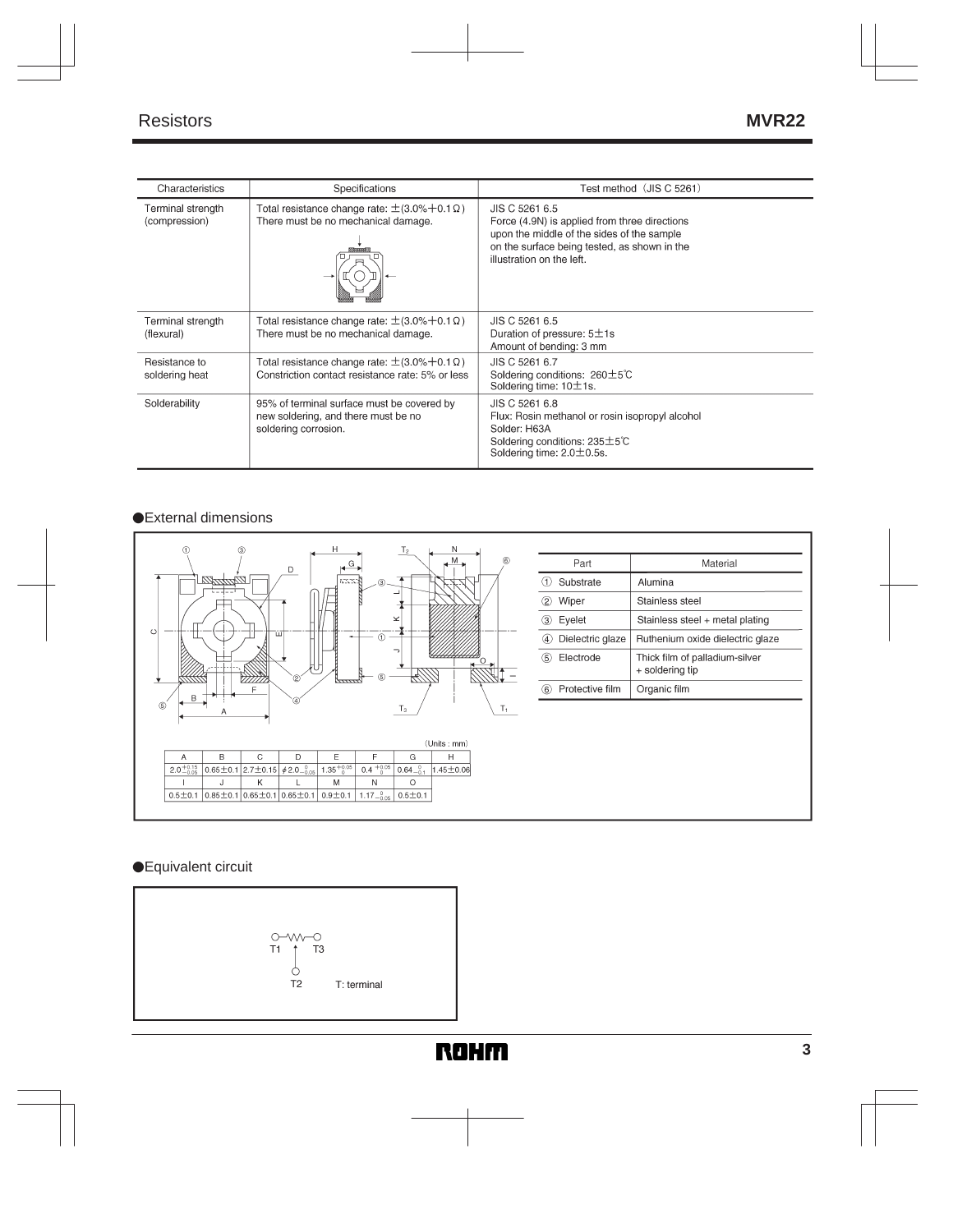| Characteristics | Specifications | Test method (JIS C 5261) |
|---|---|---|
| Terminal strength (compression) | Total resistance change rate: ±(3.0%+0.1Ω) There must be no mechanical damage. | JIS C 5261 6.5 Force (4.9N) is applied from three directions upon the middle of the sides of the sample on the surface being tested, as shown in the illustration on the left. |
| Terminal strength (flexural) | Total resistance change rate: ±(3.0%+0.1Ω) There must be no mechanical damage. | JIS C 5261 6.5 Duration of pressure: 5±1s Amount of bending: 3 mm |
| Resistance to soldering heat | Total resistance change rate: ±(3.0%+0.1Ω) Constriction contact resistance rate: 5% or less | JIS C 5261 6.7 Soldering conditions: 260±5℃ Soldering time: 10±1s. |
| Solderability | 95% of terminal surface must be covered by new soldering, and there must be no soldering corrosion. | JIS C 5261 6.8 Flux: Rosin methanol or rosin isopropyl alcohol Solder: H63A Soldering conditions: 235±5℃ Soldering time: 2.0±0.5s. |

## ●External dimensions

(Units : mm)

| A | B | C | D | E | F | G | H |
|---|---|---|---|---|---|---|---|
| $2.0^{+0.15}_{-0.05}$ | 0.65±0.1 | 2.7±0.15 | $\phi 2.0^{\ 0}_{-0.05}$ | $1.35^{+0.05}_{\ 0}$ | $0.4^{+0.05}_{\ 0}$ | $0.64^{\ 0}_{-0.1}$ | 1.45±0.06 |

| I | J | K | L | M | N | O |
|---|---|---|---|---|---|---|
| 0.5±0.1 | 0.85±0.1 | 0.65±0.1 | 0.65±0.1 | 0.9±0.1 | $1.17^{\ 0}_{-0.05}$ | 0.5±0.1 |

| Part | Material |
|---|---|
| ① Substrate | Alumina |
| ② Wiper | Stainless steel |
| ③ Eyelet | Stainless steel + metal plating |
| ④ Dielectric glaze | Ruthenium oxide dielectric glaze |
| ⑤ Electrode | Thick film of palladium-silver + soldering tip |
| ⑥ Protective film | Organic film |

## ●Equivalent circuit

T1, T2, T3

T: terminal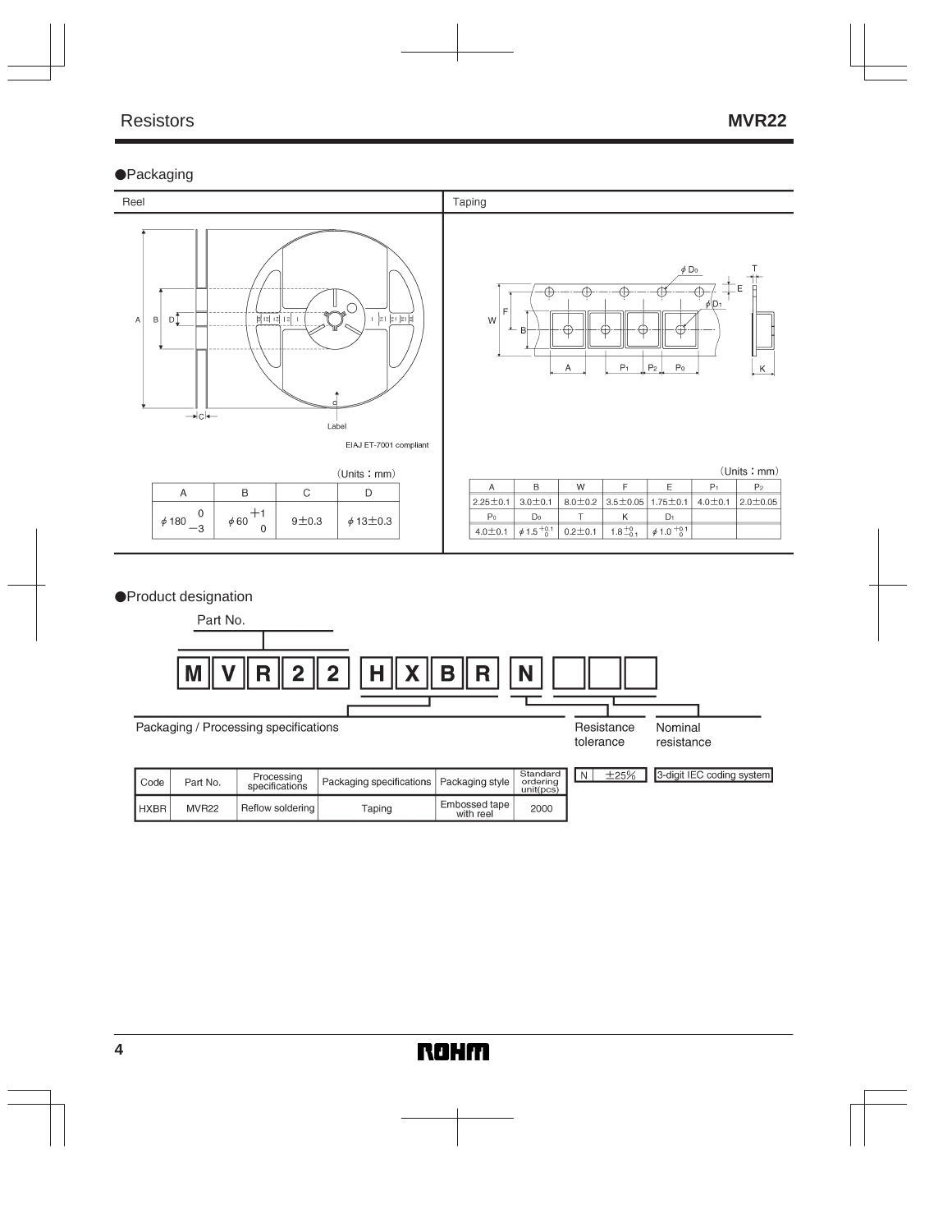## ●Packaging

### Reel

EIAJ ET-7001 compliant

(Units : mm)

| A | B | C | D |
|---|---|---|---|
| $\phi 180^{\ 0}_{-3}$ | $\phi 60^{+1}_{\ 0}$ | 9±0.3 | $\phi$13±0.3 |

### Taping

(Units : mm)

| A | B | W | F | E | $P_1$ | $P_2$ |
|---|---|---|---|---|---|---|
| 2.25±0.1 | 3.0±0.1 | 8.0±0.2 | 3.5±0.05 | 1.75±0.1 | 4.0±0.1 | 2.0±0.05 |
| $P_0$ | $D_0$ | T | K | $D_1$ | | |
| 4.0±0.1 | $\phi 1.5^{+0.1}_{\ 0}$ | 0.2±0.1 | $1.8^{+0}_{-0.1}$ | $\phi 1.0^{+0.1}_{\ 0}$ | | |

## ●Product designation

Part No.

M V R 2 2 H X B R N □ □ □

Packaging / Processing specifications — Resistance tolerance — Nominal resistance

| Code | Part No. | Processing specifications | Packaging specifications | Packaging style | Standard ordering unit(pcs) |
|---|---|---|---|---|---|
| HXBR | MVR22 | Reflow soldering | Taping | Embossed tape with reel | 2000 |

| N | ±25% |
|---|---|

3-digit IEC coding system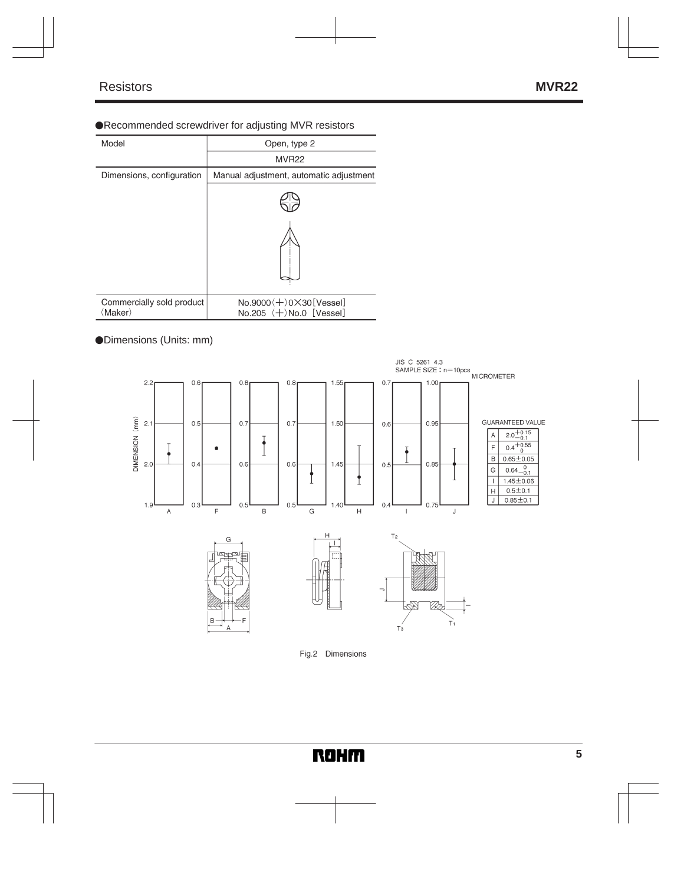●Recommended screwdriver for adjusting MVR resistors

| Model | Open, type 2 |
|---|---|
| | MVR22 |
| Dimensions, configuration | Manual adjustment, automatic adjustment |
| Commercially sold product (Maker) | No.9000 (+) 0×30 [Vessel]<br>No.205 (+) No.0 [Vessel] |

●Dimensions (Units: mm)

JIS C 5261 4.3
SAMPLE SIZE : n=10pcs
MICROMETER

GUARANTEED VALUE

| | |
|---|---|
| A | $2.0^{+0.15}_{-0.1}$ |
| F | $0.4^{+0.55}_{0}$ |
| B | 0.65±0.05 |
| G | $0.64^{0}_{-0.1}$ |
| I | 1.45±0.06 |
| H | 0.5±0.1 |
| J | 0.85±0.1 |

Fig.2 Dimensions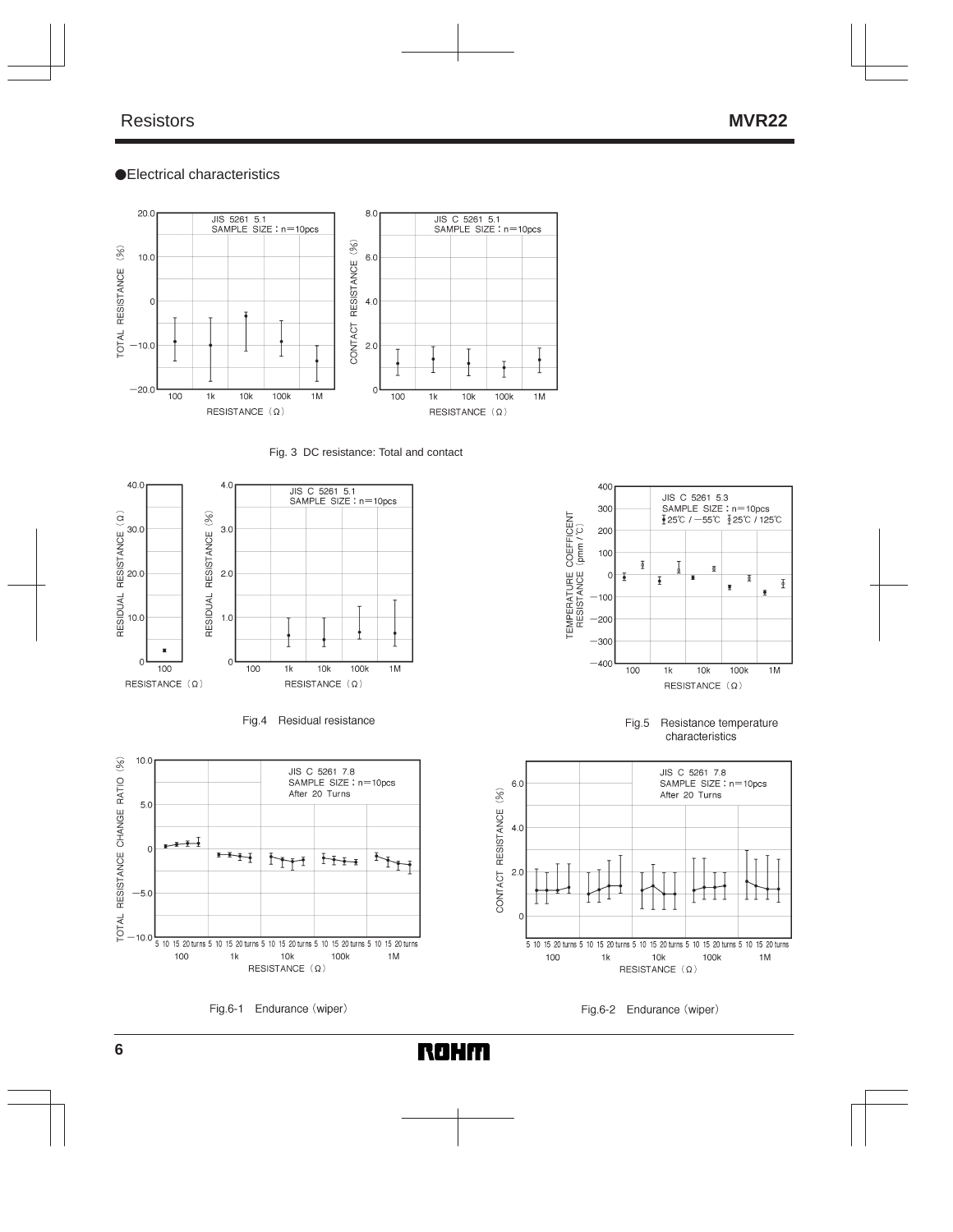## ●Electrical characteristics

Fig. 3 DC resistance: Total and contact

Fig.4 Residual resistance

Fig.5 Resistance temperature characteristics

Fig.6-1 Endurance (wiper)

Fig.6-2 Endurance (wiper)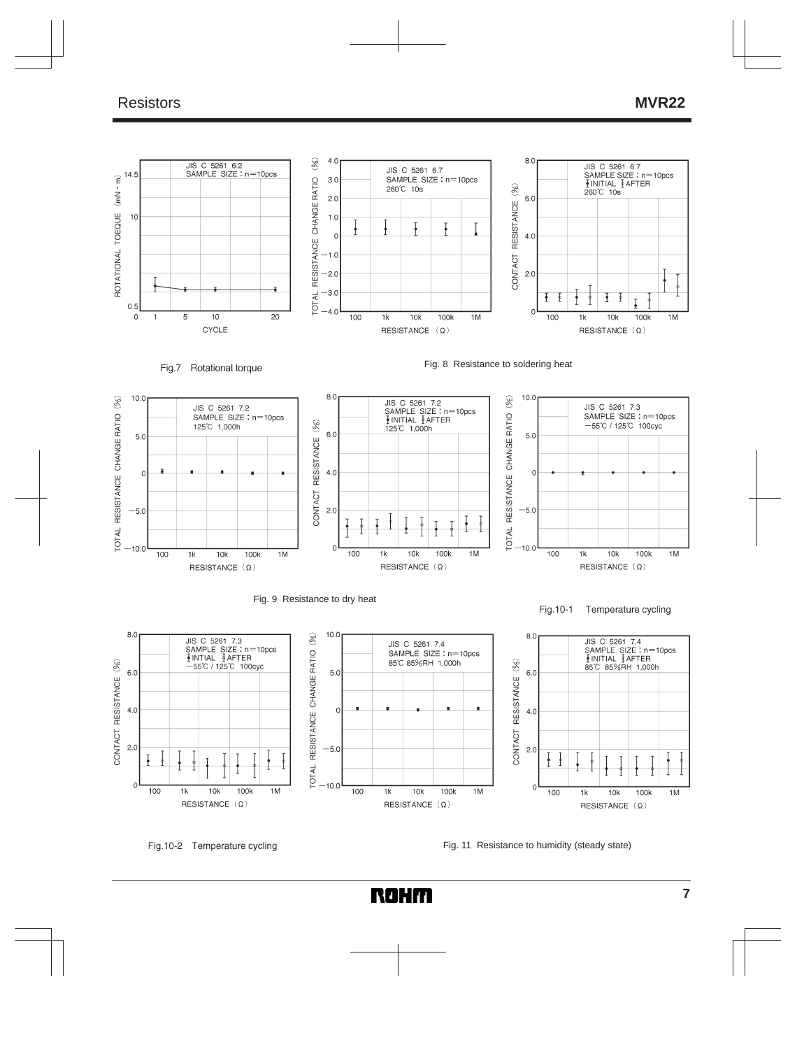Fig.7 Rotational torque

JIS C 5261 6.2
SAMPLE SIZE : n=10pcs

Fig. 8 Resistance to soldering heat

JIS C 5261 6.7
SAMPLE SIZE : n=10pcs
260℃ 10s

JIS C 5261 6.7
SAMPLE SIZE : n=10pcs
INITIAL AFTER
260℃ 10s

Fig. 9 Resistance to dry heat

JIS C 5261 7.2
SAMPLE SIZE : n=10pcs
125℃ 1,000h

JIS C 5261 7.2
SAMPLE SIZE : n=10pcs
INITIAL AFTER
125℃ 1,000h

Fig.10-1 Temperature cycling

JIS C 5261 7.3
SAMPLE SIZE : n=10pcs
−55℃ / 125℃ 100cyc

Fig.10-2 Temperature cycling

JIS C 5261 7.3
SAMPLE SIZE : n=10pcs
INTIAL AFTER
−55℃ / 125℃ 100cyc

Fig. 11 Resistance to humidity (steady state)

JIS C 5261 7.4
SAMPLE SIZE : n=10pcs
85℃ 85%RH 1,000h

JIS C 5261 7.4
SAMPLE SIZE : n=10pcs
INITIAL AFTER
85℃ 85%RH 1,000h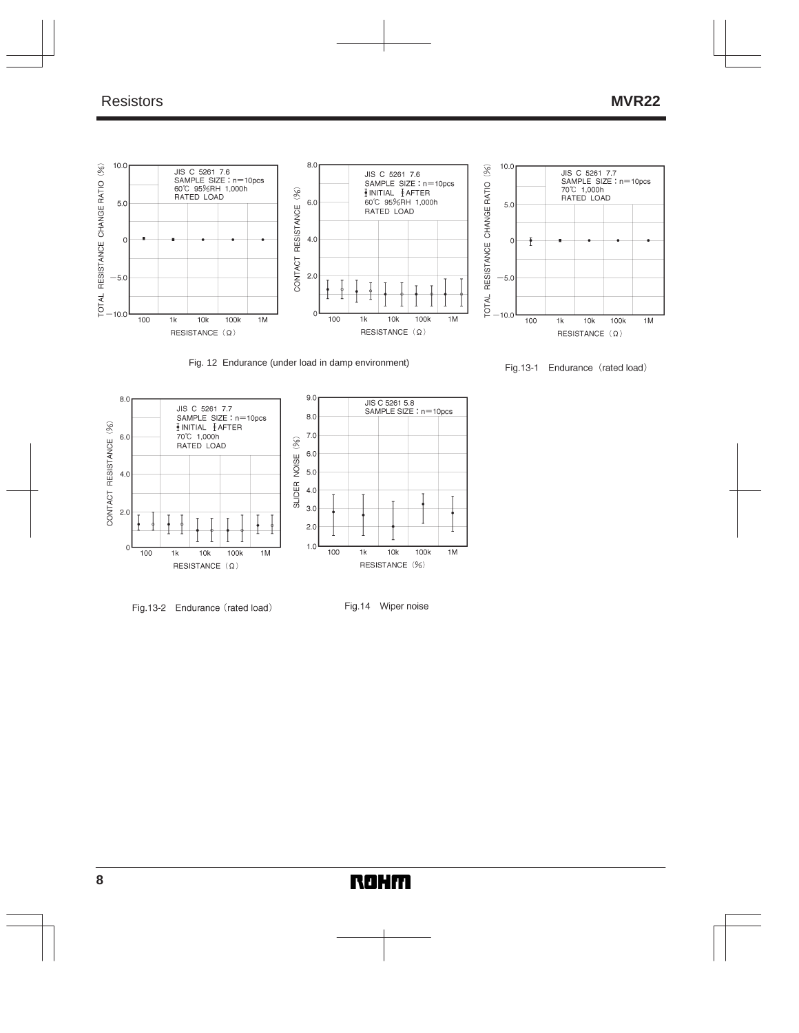TOTAL RESISTANCE CHANGE RATIO (%)

10.0
5.0
0
−5.0
−10.0

100 1k 10k 100k 1M

RESISTANCE (Ω)

JIS C 5261 7.6
SAMPLE SIZE : n=10pcs
60℃ 95%RH 1,000h
RATED LOAD

CONTACT RESISTANCE (%)

8.0
6.0
4.0
2.0
0

100 1k 10k 100k 1M

RESISTANCE (Ω)

JIS C 5261 7.6
SAMPLE SIZE : n=10pcs
INITIAL AFTER
60℃ 95%RH 1,000h
RATED LOAD

Fig. 12 Endurance (under load in damp environment)

TOTAL RESISTANCE CHANGE RATIO (%)

10.0
5.0
0
−5.0
−10.0

100 1k 10k 100k 1M

RESISTANCE (Ω)

JIS C 5261 7.7
SAMPLE SIZE : n=10pcs
70℃ 1,000h
RATED LOAD

Fig.13-1 Endurance (rated load)

CONTACT RESISTANCE (%)

8.0
6.0
4.0
2.0
0

100 1k 10k 100k 1M

RESISTANCE (Ω)

JIS C 5261 7.7
SAMPLE SIZE : n=10pcs
INITIAL AFTER
70℃ 1,000h
RATED LOAD

Fig.13-2 Endurance (rated load)

SLIDER NOISE (%)

9.0
8.0
7.0
6.0
5.0
4.0
3.0
2.0
1.0

100 1k 10k 100k 1M

RESISTANCE (%)

JIS C 5261 5.8
SAMPLE SIZE : n=10pcs

Fig.14 Wiper noise